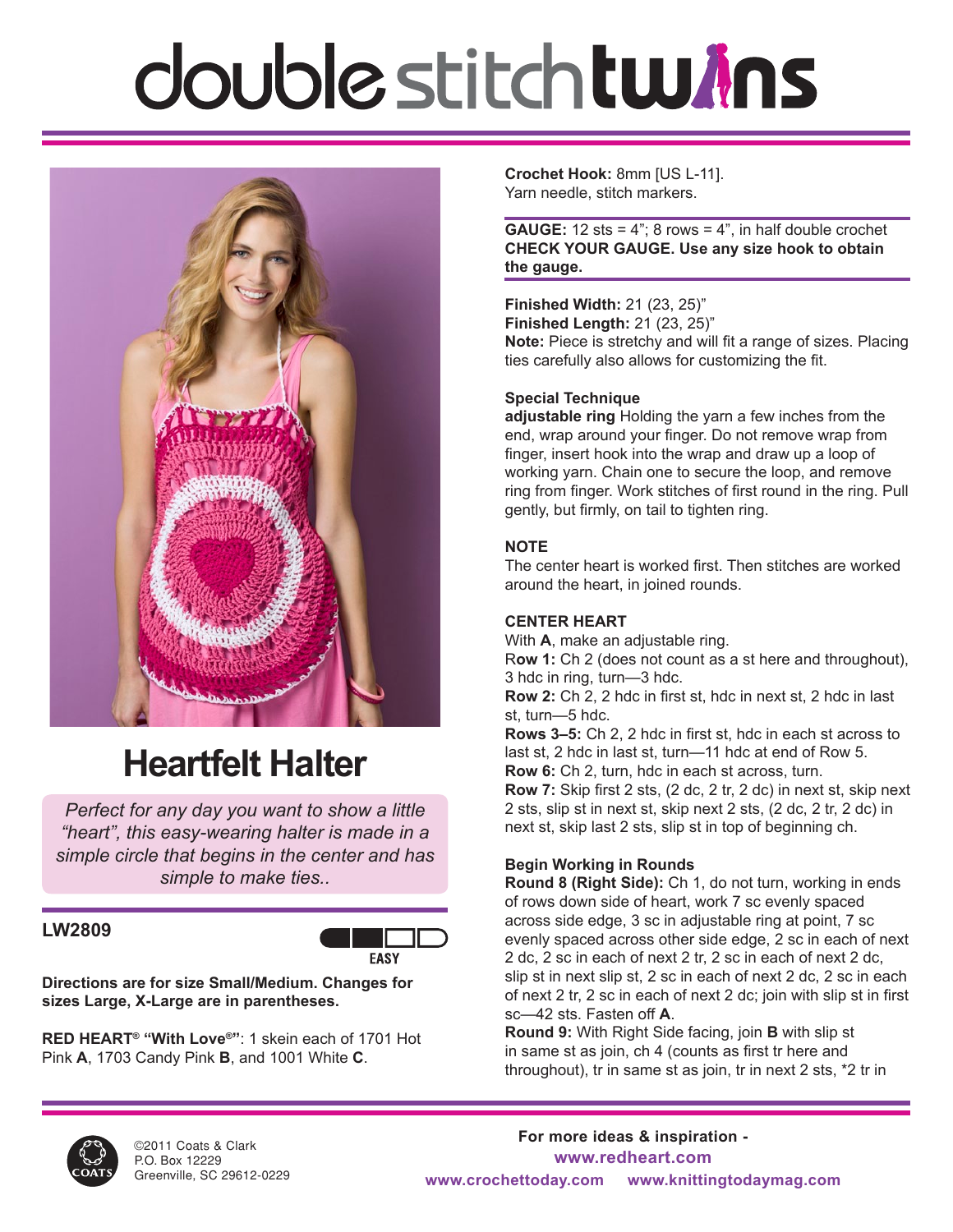# double stitch twins

## Heartfelt Halter

*Perfect for any day you want to show a little "heart", this easy-wearing halter is made in a simple circle that begins in the center and has simple to make ties..*

**LW2809**

EASY

**Directions are for size Small/Medium. Changes for sizes Large, X-Large are in parentheses.**

**RED HEART® "With Love®"**: 1 skein each of 1701 Hot Pink **A**, 1703 Candy Pink **B**, and 1001 White **C**.

**Crochet Hook:** 8mm [US L-11].
Yarn needle, stitch markers.

**GAUGE:** 12 sts = 4"; 8 rows = 4", in half double crochet
**CHECK YOUR GAUGE. Use any size hook to obtain the gauge.**

**Finished Width:** 21 (23, 25)"
**Finished Length:** 21 (23, 25)"
**Note:** Piece is stretchy and will fit a range of sizes. Placing ties carefully also allows for customizing the fit.

**Special Technique**
**adjustable ring** Holding the yarn a few inches from the end, wrap around your finger. Do not remove wrap from finger, insert hook into the wrap and draw up a loop of working yarn. Chain one to secure the loop, and remove ring from finger. Work stitches of first round in the ring. Pull gently, but firmly, on tail to tighten ring.

**NOTE**
The center heart is worked first. Then stitches are worked around the heart, in joined rounds.

**CENTER HEART**
With **A**, make an adjustable ring.
**Row 1:** Ch 2 (does not count as a st here and throughout), 3 hdc in ring, turn—3 hdc.
**Row 2:** Ch 2, 2 hdc in first st, hdc in next st, 2 hdc in last st, turn—5 hdc.
**Rows 3–5:** Ch 2, 2 hdc in first st, hdc in each st across to last st, 2 hdc in last st, turn—11 hdc at end of Row 5.
**Row 6:** Ch 2, turn, hdc in each st across, turn.
**Row 7:** Skip first 2 sts, (2 dc, 2 tr, 2 dc) in next st, skip next 2 sts, slip st in next st, skip next 2 sts, (2 dc, 2 tr, 2 dc) in next st, skip last 2 sts, slip st in top of beginning ch.

**Begin Working in Rounds**
**Round 8 (Right Side):** Ch 1, do not turn, working in ends of rows down side of heart, work 7 sc evenly spaced across side edge, 3 sc in adjustable ring at point, 7 sc evenly spaced across other side edge, 2 sc in each of next 2 dc, 2 sc in each of next 2 tr, 2 sc in each of next 2 dc, slip st in next slip st, 2 sc in each of next 2 dc, 2 sc in each of next 2 tr, 2 sc in each of next 2 dc; join with slip st in first sc—42 sts. Fasten off **A**.
**Round 9:** With Right Side facing, join **B** with slip st in same st as join, ch 4 (counts as first tr here and throughout), tr in same st as join, tr in next 2 sts, *2 tr in

©2011 Coats & Clark
P.O. Box 12229
Greenville, SC 29612-0229

For more ideas & inspiration -
www.redheart.com
www.crochettoday.com www.knittingtodaymag.com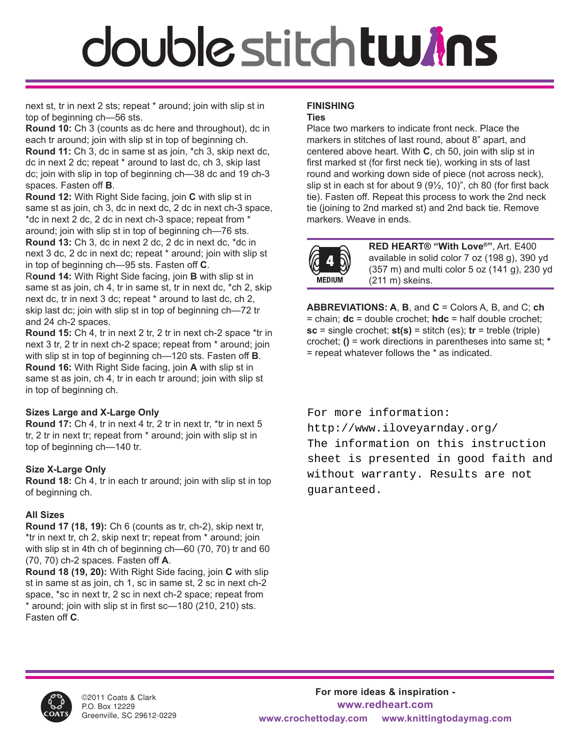next st, tr in next 2 sts; repeat * around; join with slip st in top of beginning ch—56 sts.

**Round 10:** Ch 3 (counts as dc here and throughout), dc in each tr around; join with slip st in top of beginning ch.

**Round 11:** Ch 3, dc in same st as join, *ch 3, skip next dc, dc in next 2 dc; repeat * around to last dc, ch 3, skip last dc; join with slip in top of beginning ch—38 dc and 19 ch-3 spaces. Fasten off **B**.

**Round 12:** With Right Side facing, join **C** with slip st in same st as join, ch 3, dc in next dc, 2 dc in next ch-3 space, *dc in next 2 dc, 2 dc in next ch-3 space; repeat from * around; join with slip st in top of beginning ch—76 sts.

**Round 13:** Ch 3, dc in next 2 dc, 2 dc in next dc, *dc in next 3 dc, 2 dc in next dc; repeat * around; join with slip st in top of beginning ch—95 sts. Fasten off **C**.

**Round 14:** With Right Side facing, join **B** with slip st in same st as join, ch 4, tr in same st, tr in next dc, *ch 2, skip next dc, tr in next 3 dc; repeat * around to last dc, ch 2, skip last dc; join with slip st in top of beginning ch—72 tr and 24 ch-2 spaces.

**Round 15:** Ch 4, tr in next 2 tr, 2 tr in next ch-2 space *tr in next 3 tr, 2 tr in next ch-2 space; repeat from * around; join with slip st in top of beginning ch—120 sts. Fasten off **B**.

**Round 16:** With Right Side facing, join **A** with slip st in same st as join, ch 4, tr in each tr around; join with slip st in top of beginning ch.

**Sizes Large and X-Large Only**

**Round 17:** Ch 4, tr in next 4 tr, 2 tr in next tr, *tr in next 5 tr, 2 tr in next tr; repeat from * around; join with slip st in top of beginning ch—140 tr.

**Size X-Large Only**

**Round 18:** Ch 4, tr in each tr around; join with slip st in top of beginning ch.

**All Sizes**

**Round 17 (18, 19):** Ch 6 (counts as tr, ch-2), skip next tr, *tr in next tr, ch 2, skip next tr; repeat from * around; join with slip st in 4th ch of beginning ch—60 (70, 70) tr and 60 (70, 70) ch-2 spaces. Fasten off **A**.

**Round 18 (19, 20):** With Right Side facing, join **C** with slip st in same st as join, ch 1, sc in same st, 2 sc in next ch-2 space, *sc in next tr, 2 sc in next ch-2 space; repeat from * around; join with slip st in first sc—180 (210, 210) sts. Fasten off **C**.

## FINISHING

### Ties

Place two markers to indicate front neck. Place the markers in stitches of last round, about 8" apart, and centered above heart. With **C**, ch 50, join with slip st in first marked st (for first neck tie), working in sts of last round and working down side of piece (not across neck), slip st in each st for about 9 (9½, 10)", ch 80 (for first back tie). Fasten off. Repeat this process to work the 2nd neck tie (joining to 2nd marked st) and 2nd back tie. Remove markers. Weave in ends.

4 MEDIUM

**RED HEART® "With Love®"**, Art. E400 available in solid color 7 oz (198 g), 390 yd (357 m) and multi color 5 oz (141 g), 230 yd (211 m) skeins.

**ABBREVIATIONS:** **A**, **B**, and **C** = Colors A, B, and C; **ch** = chain; **dc** = double crochet; **hdc** = half double crochet; **sc** = single crochet; **st(s)** = stitch (es); **tr** = treble (triple) crochet; **()** = work directions in parentheses into same st; * = repeat whatever follows the * as indicated.

For more information:
http://www.iloveyarnday.org/
The information on this instruction sheet is presented in good faith and without warranty. Results are not guaranteed.

©2011 Coats & Clark
P.O. Box 12229
Greenville, SC 29612-0229

For more ideas & inspiration -
www.redheart.com
www.crochettoday.com www.knittingtodaymag.com